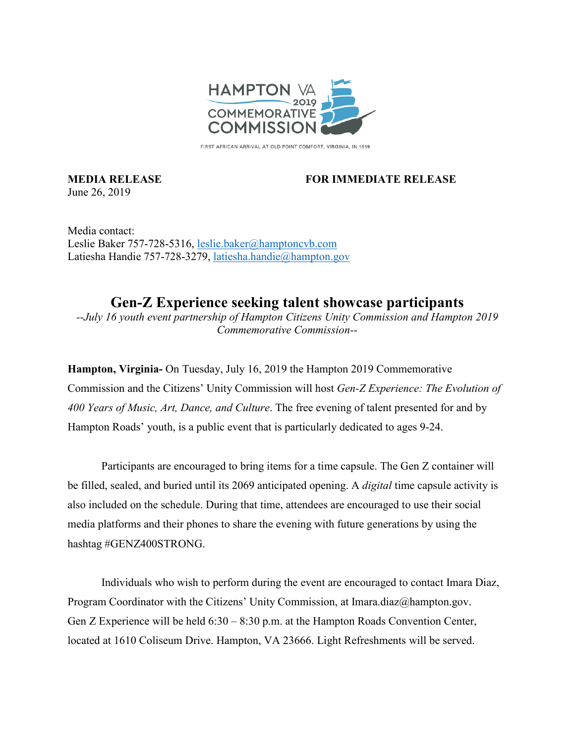HAMPTON VA 2019 COMMEMORATIVE COMMISSION

FIRST AFRICAN ARRIVAL AT OLD POINT COMFORT, VIRGINIA, IN 1619

**MEDIA RELEASE** **FOR IMMEDIATE RELEASE**
June 26, 2019

Media contact:
Leslie Baker 757-728-5316, leslie.baker@hamptoncvb.com
Latiesha Handie 757-728-3279, latiesha.handie@hampton.gov

# Gen-Z Experience seeking talent showcase participants

*--July 16 youth event partnership of Hampton Citizens Unity Commission and Hampton 2019 Commemorative Commission--*

**Hampton, Virginia-** On Tuesday, July 16, 2019 the Hampton 2019 Commemorative Commission and the Citizens' Unity Commission will host *Gen-Z Experience: The Evolution of 400 Years of Music, Art, Dance, and Culture*. The free evening of talent presented for and by Hampton Roads' youth, is a public event that is particularly dedicated to ages 9-24.

Participants are encouraged to bring items for a time capsule. The Gen Z container will be filled, sealed, and buried until its 2069 anticipated opening. A *digital* time capsule activity is also included on the schedule. During that time, attendees are encouraged to use their social media platforms and their phones to share the evening with future generations by using the hashtag #GENZ400STRONG.

Individuals who wish to perform during the event are encouraged to contact Imara Diaz, Program Coordinator with the Citizens' Unity Commission, at Imara.diaz@hampton.gov. Gen Z Experience will be held 6:30 – 8:30 p.m. at the Hampton Roads Convention Center, located at 1610 Coliseum Drive. Hampton, VA 23666. Light Refreshments will be served.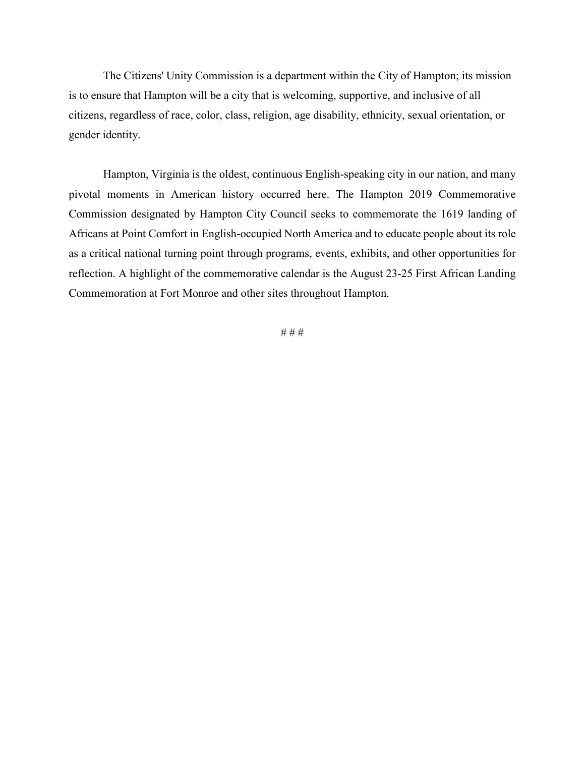The Citizens' Unity Commission is a department within the City of Hampton; its mission is to ensure that Hampton will be a city that is welcoming, supportive, and inclusive of all citizens, regardless of race, color, class, religion, age disability, ethnicity, sexual orientation, or gender identity.

Hampton, Virginia is the oldest, continuous English-speaking city in our nation, and many pivotal moments in American history occurred here. The Hampton 2019 Commemorative Commission designated by Hampton City Council seeks to commemorate the 1619 landing of Africans at Point Comfort in English-occupied North America and to educate people about its role as a critical national turning point through programs, events, exhibits, and other opportunities for reflection. A highlight of the commemorative calendar is the August 23-25 First African Landing Commemoration at Fort Monroe and other sites throughout Hampton.

# # #